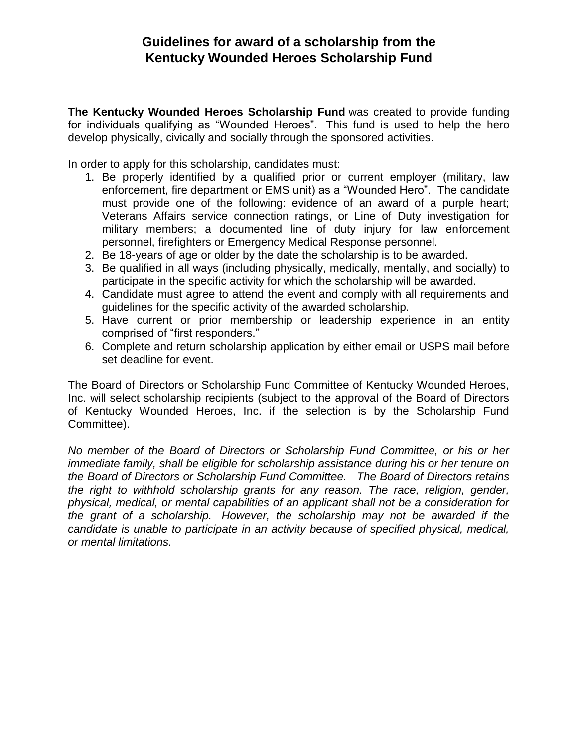# Guidelines for award of a scholarship from the Kentucky Wounded Heroes Scholarship Fund

**The Kentucky Wounded Heroes Scholarship Fund** was created to provide funding for individuals qualifying as "Wounded Heroes". This fund is used to help the hero develop physically, civically and socially through the sponsored activities.

In order to apply for this scholarship, candidates must:

1. Be properly identified by a qualified prior or current employer (military, law enforcement, fire department or EMS unit) as a "Wounded Hero". The candidate must provide one of the following: evidence of an award of a purple heart; Veterans Affairs service connection ratings, or Line of Duty investigation for military members; a documented line of duty injury for law enforcement personnel, firefighters or Emergency Medical Response personnel.
2. Be 18-years of age or older by the date the scholarship is to be awarded.
3. Be qualified in all ways (including physically, medically, mentally, and socially) to participate in the specific activity for which the scholarship will be awarded.
4. Candidate must agree to attend the event and comply with all requirements and guidelines for the specific activity of the awarded scholarship.
5. Have current or prior membership or leadership experience in an entity comprised of "first responders."
6. Complete and return scholarship application by either email or USPS mail before set deadline for event.

The Board of Directors or Scholarship Fund Committee of Kentucky Wounded Heroes, Inc. will select scholarship recipients (subject to the approval of the Board of Directors of Kentucky Wounded Heroes, Inc. if the selection is by the Scholarship Fund Committee).

*No member of the Board of Directors or Scholarship Fund Committee, or his or her immediate family, shall be eligible for scholarship assistance during his or her tenure on the Board of Directors or Scholarship Fund Committee. The Board of Directors retains the right to withhold scholarship grants for any reason. The race, religion, gender, physical, medical, or mental capabilities of an applicant shall not be a consideration for the grant of a scholarship. However, the scholarship may not be awarded if the candidate is unable to participate in an activity because of specified physical, medical, or mental limitations.*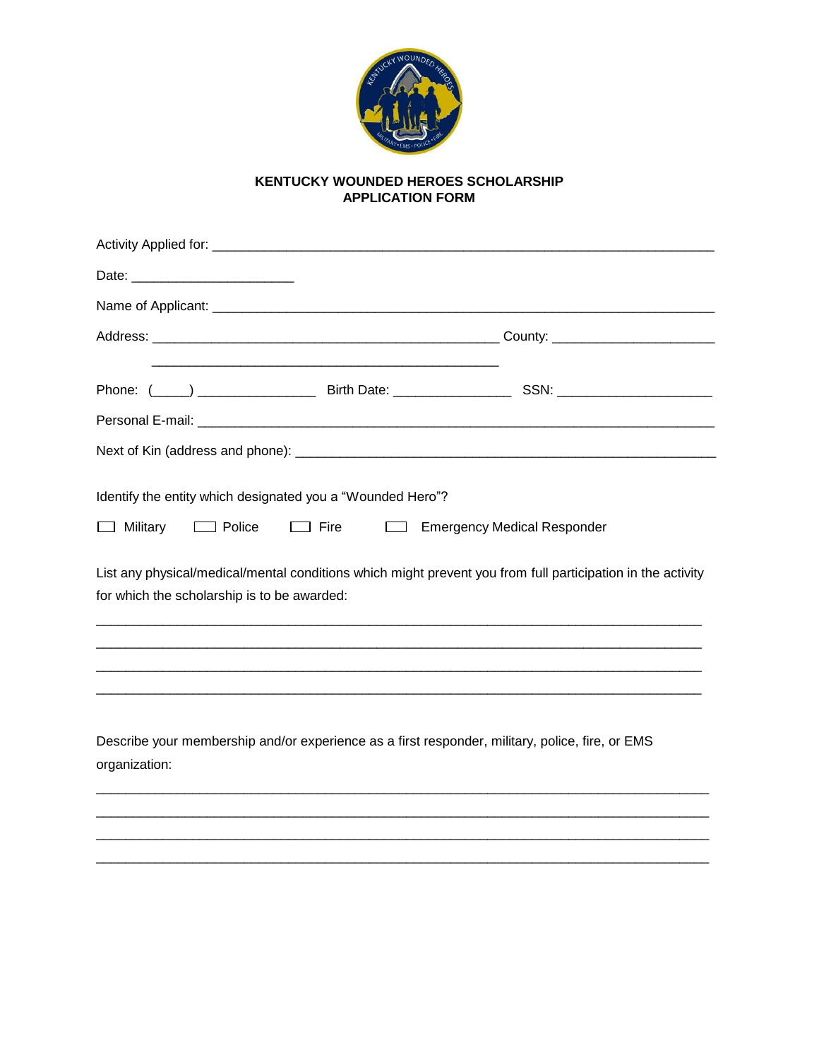**KENTUCKY WOUNDED HEROES SCHOLARSHIP**
**APPLICATION FORM**

Activity Applied for: ______________________________________________________________________

Date: ______________________

Name of Applicant: ______________________________________________________________________

Address: ________________________________________________ County: ______________________

________________________________________________

Phone: (_____) ________________ Birth Date: ________________ SSN: _____________________

Personal E-mail: _________________________________________________________________________

Next of Kin (address and phone): __________________________________________________________

Identify the entity which designated you a "Wounded Hero"?

☐ Military ☐ Police ☐ Fire ☐ Emergency Medical Responder

List any physical/medical/mental conditions which might prevent you from full participation in the activity for which the scholarship is to be awarded:

__________________________________________________________________________________

__________________________________________________________________________________

__________________________________________________________________________________

__________________________________________________________________________________

Describe your membership and/or experience as a first responder, military, police, fire, or EMS organization:

__________________________________________________________________________________

__________________________________________________________________________________

__________________________________________________________________________________

__________________________________________________________________________________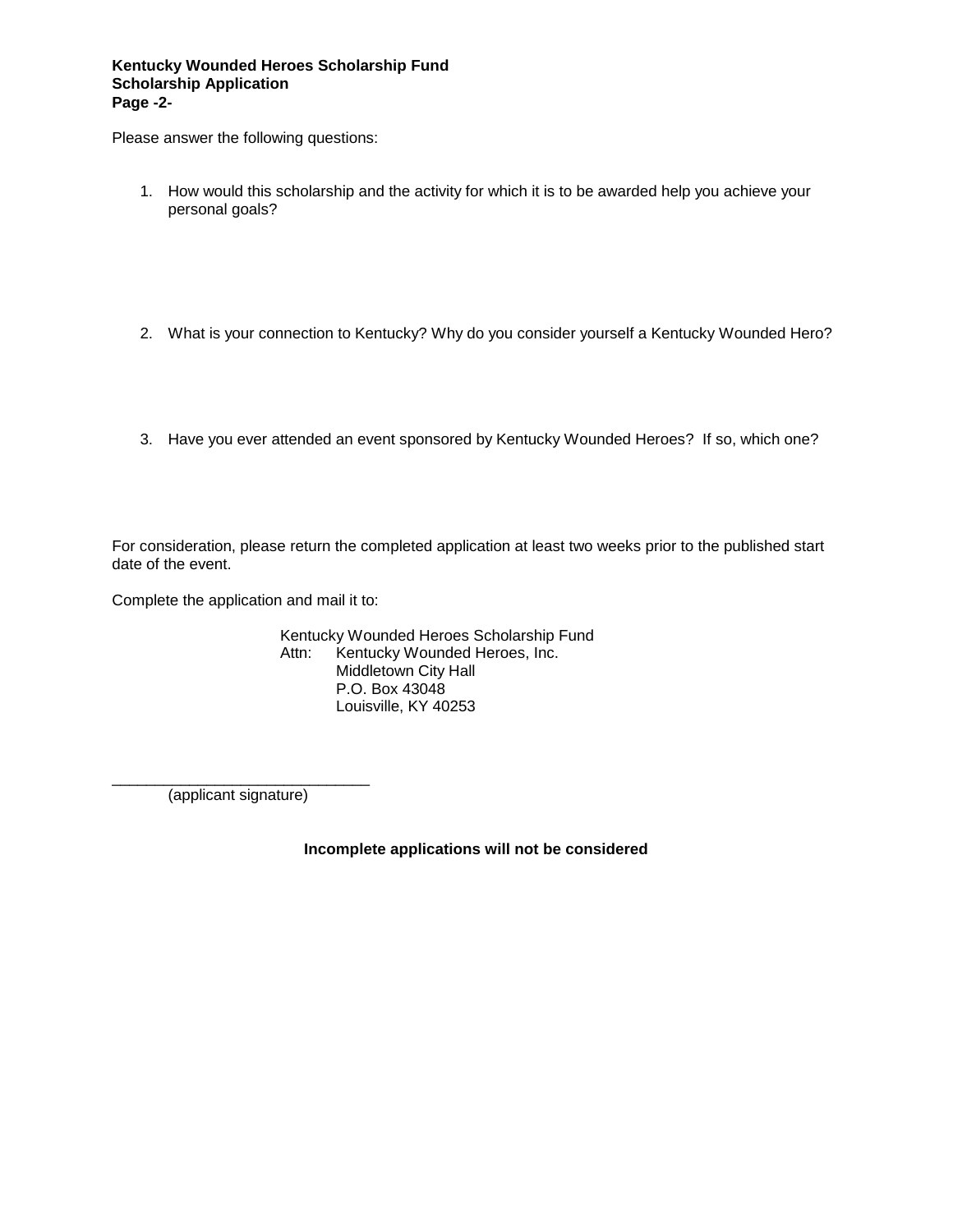**Kentucky Wounded Heroes Scholarship Fund**
**Scholarship Application**
**Page -2-**

Please answer the following questions:

1. How would this scholarship and the activity for which it is to be awarded help you achieve your personal goals?

2. What is your connection to Kentucky? Why do you consider yourself a Kentucky Wounded Hero?

3. Have you ever attended an event sponsored by Kentucky Wounded Heroes? If so, which one?

For consideration, please return the completed application at least two weeks prior to the published start date of the event.

Complete the application and mail it to:

Kentucky Wounded Heroes Scholarship Fund
Attn: Kentucky Wounded Heroes, Inc.
Middletown City Hall
P.O. Box 43048
Louisville, KY 40253

______________________________
(applicant signature)

**Incomplete applications will not be considered**